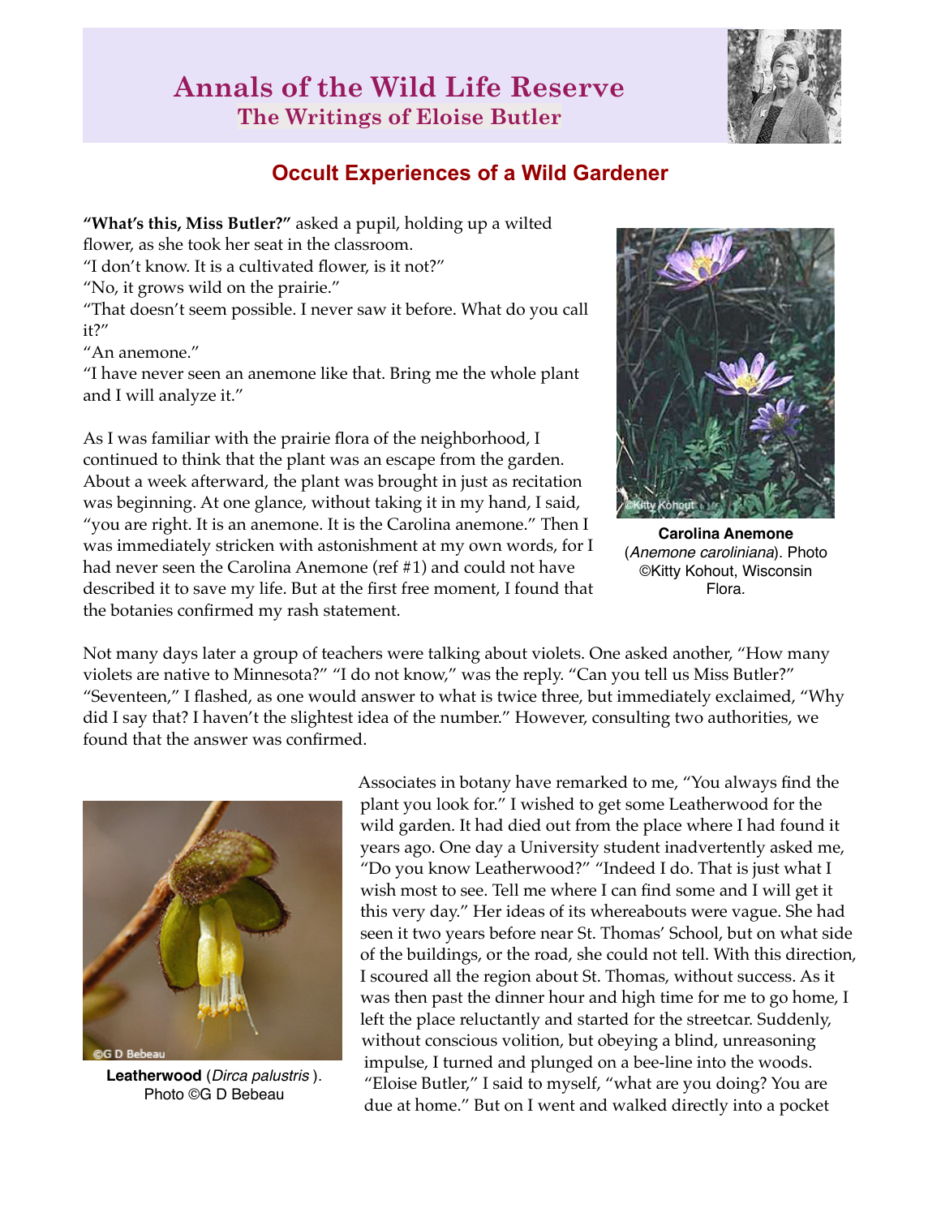# Annals of the Wild Life Reserve

## The Writings of Eloise Butler

### Occult Experiences of a Wild Gardener

**"What's this, Miss Butler?"** asked a pupil, holding up a wilted flower, as she took her seat in the classroom.

"I don't know. It is a cultivated flower, is it not?"

"No, it grows wild on the prairie."

"That doesn't seem possible. I never saw it before. What do you call it?"

"An anemone."

"I have never seen an anemone like that. Bring me the whole plant and I will analyze it."

As I was familiar with the prairie flora of the neighborhood, I continued to think that the plant was an escape from the garden. About a week afterward, the plant was brought in just as recitation was beginning. At one glance, without taking it in my hand, I said, "you are right. It is an anemone. It is the Carolina anemone." Then I was immediately stricken with astonishment at my own words, for I had never seen the Carolina Anemone (ref #1) and could not have described it to save my life. But at the first free moment, I found that the botanies confirmed my rash statement.

**Carolina Anemone** (*Anemone caroliniana*). Photo ©Kitty Kohout, Wisconsin Flora.

Not many days later a group of teachers were talking about violets. One asked another, "How many violets are native to Minnesota?" "I do not know," was the reply. "Can you tell us Miss Butler?" "Seventeen," I flashed, as one would answer to what is twice three, but immediately exclaimed, "Why did I say that? I haven't the slightest idea of the number." However, consulting two authorities, we found that the answer was confirmed.

Associates in botany have remarked to me, "You always find the plant you look for." I wished to get some Leatherwood for the wild garden. It had died out from the place where I had found it years ago. One day a University student inadvertently asked me, "Do you know Leatherwood?" "Indeed I do. That is just what I wish most to see. Tell me where I can find some and I will get it this very day." Her ideas of its whereabouts were vague. She had seen it two years before near St. Thomas' School, but on what side of the buildings, or the road, she could not tell. With this direction, I scoured all the region about St. Thomas, without success. As it was then past the dinner hour and high time for me to go home, I left the place reluctantly and started for the streetcar. Suddenly, without conscious volition, but obeying a blind, unreasoning impulse, I turned and plunged on a bee-line into the woods. "Eloise Butler," I said to myself, "what are you doing? You are due at home." But on I went and walked directly into a pocket

**Leatherwood** (*Dirca palustris* ). Photo ©G D Bebeau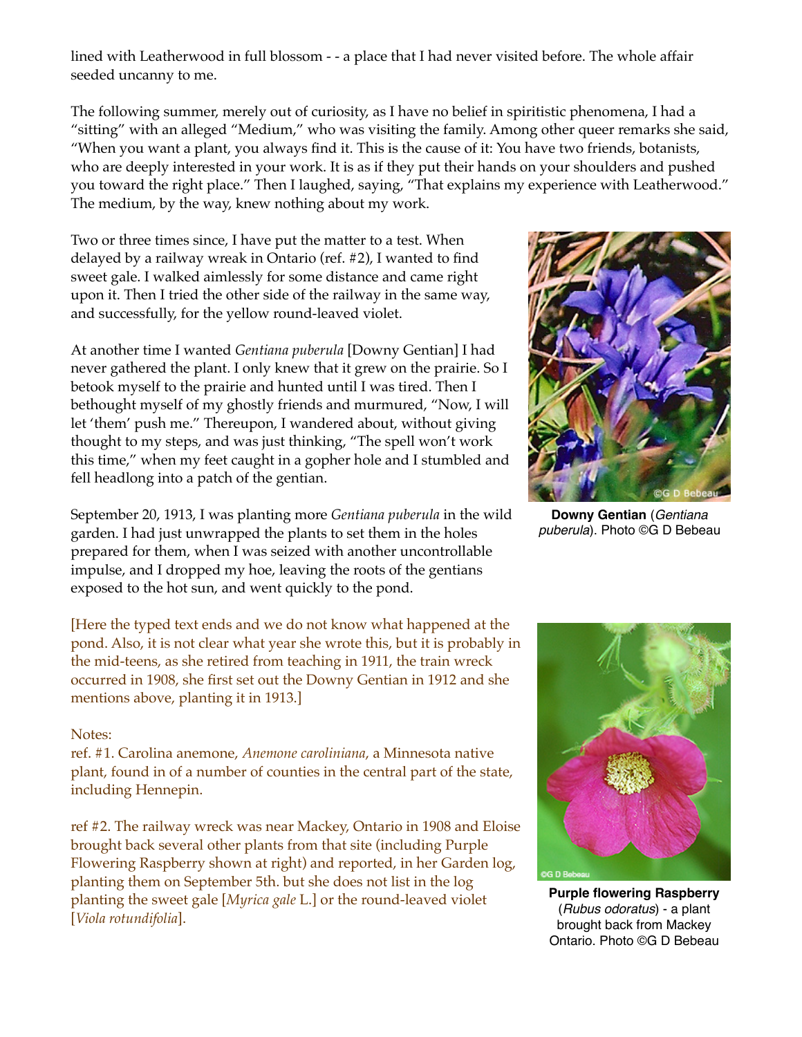lined with Leatherwood in full blossom - - a place that I had never visited before. The whole affair seeded uncanny to me.

The following summer, merely out of curiosity, as I have no belief in spiritistic phenomena, I had a "sitting" with an alleged "Medium," who was visiting the family. Among other queer remarks she said, "When you want a plant, you always find it. This is the cause of it: You have two friends, botanists, who are deeply interested in your work. It is as if they put their hands on your shoulders and pushed you toward the right place." Then I laughed, saying, "That explains my experience with Leatherwood." The medium, by the way, knew nothing about my work.

Two or three times since, I have put the matter to a test. When delayed by a railway wreak in Ontario (ref. #2), I wanted to find sweet gale. I walked aimlessly for some distance and came right upon it. Then I tried the other side of the railway in the same way, and successfully, for the yellow round-leaved violet.

At another time I wanted *Gentiana puberula* [Downy Gentian] I had never gathered the plant. I only knew that it grew on the prairie. So I betook myself to the prairie and hunted until I was tired. Then I bethought myself of my ghostly friends and murmured, "Now, I will let 'them' push me." Thereupon, I wandered about, without giving thought to my steps, and was just thinking, "The spell won't work this time," when my feet caught in a gopher hole and I stumbled and fell headlong into a patch of the gentian.

**Downy Gentian** (*Gentiana puberula*). Photo ©G D Bebeau

September 20, 1913, I was planting more *Gentiana puberula* in the wild garden. I had just unwrapped the plants to set them in the holes prepared for them, when I was seized with another uncontrollable impulse, and I dropped my hoe, leaving the roots of the gentians exposed to the hot sun, and went quickly to the pond.

[Here the typed text ends and we do not know what happened at the pond. Also, it is not clear what year she wrote this, but it is probably in the mid-teens, as she retired from teaching in 1911, the train wreck occurred in 1908, she first set out the Downy Gentian in 1912 and she mentions above, planting it in 1913.]

Notes:

ref. #1. Carolina anemone, *Anemone caroliniana*, a Minnesota native plant, found in of a number of counties in the central part of the state, including Hennepin.

ref #2. The railway wreck was near Mackey, Ontario in 1908 and Eloise brought back several other plants from that site (including Purple Flowering Raspberry shown at right) and reported, in her Garden log, planting them on September 5th. but she does not list in the log planting the sweet gale [*Myrica gale* L.] or the round-leaved violet [*Viola rotundifolia*].

**Purple flowering Raspberry** (*Rubus odoratus*) - a plant brought back from Mackey Ontario. Photo ©G D Bebeau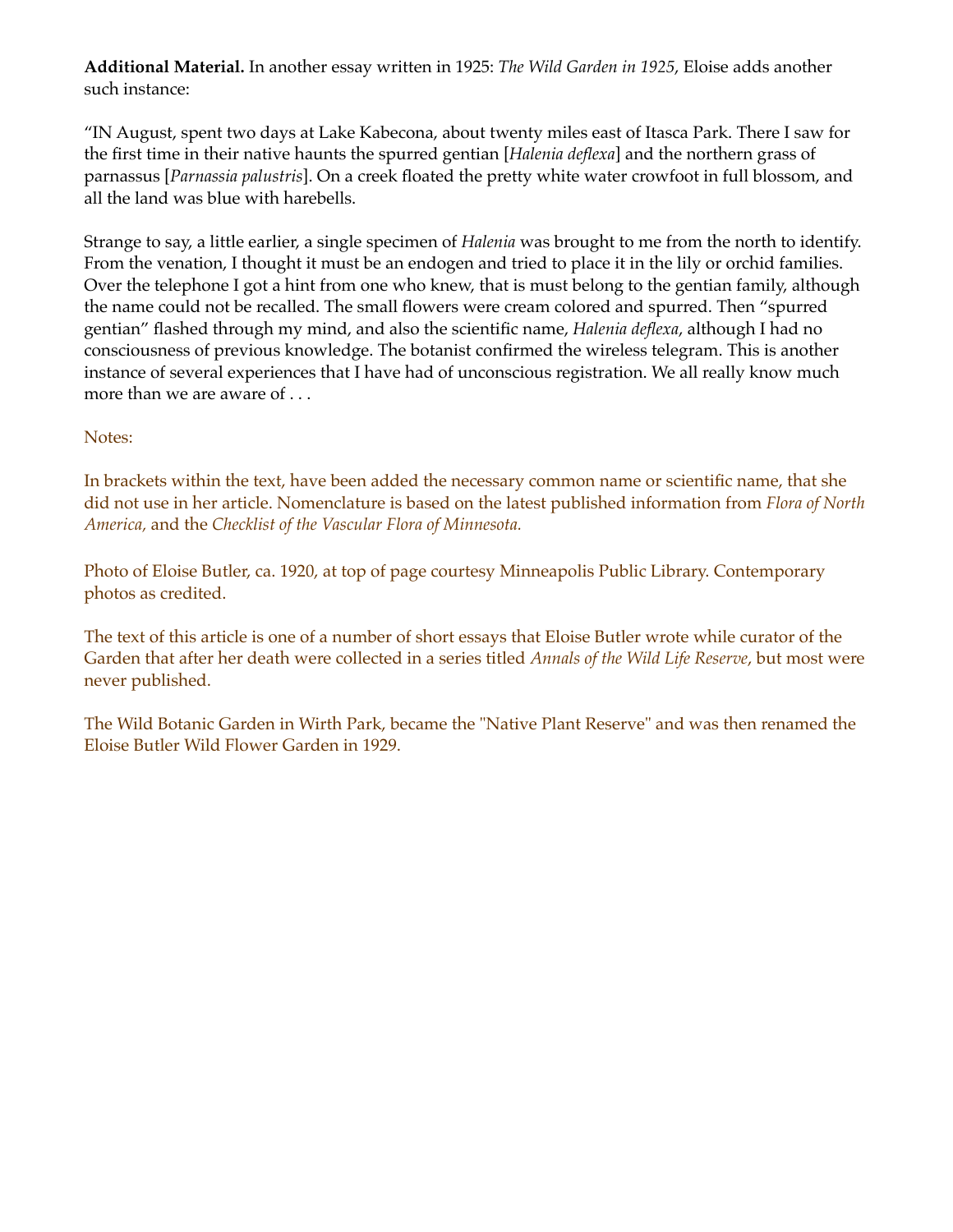**Additional Material.** In another essay written in 1925: *The Wild Garden in 1925*, Eloise adds another such instance:

"IN August, spent two days at Lake Kabecona, about twenty miles east of Itasca Park. There I saw for the first time in their native haunts the spurred gentian [*Halenia deflexa*] and the northern grass of parnassus [*Parnassia palustris*]. On a creek floated the pretty white water crowfoot in full blossom, and all the land was blue with harebells.

Strange to say, a little earlier, a single specimen of *Halenia* was brought to me from the north to identify. From the venation, I thought it must be an endogen and tried to place it in the lily or orchid families. Over the telephone I got a hint from one who knew, that is must belong to the gentian family, although the name could not be recalled. The small flowers were cream colored and spurred. Then "spurred gentian" flashed through my mind, and also the scientific name, *Halenia deflexa*, although I had no consciousness of previous knowledge. The botanist confirmed the wireless telegram. This is another instance of several experiences that I have had of unconscious registration. We all really know much more than we are aware of . . .

Notes:

In brackets within the text, have been added the necessary common name or scientific name, that she did not use in her article. Nomenclature is based on the latest published information from *Flora of North America,* and the *Checklist of the Vascular Flora of Minnesota.*

Photo of Eloise Butler, ca. 1920, at top of page courtesy Minneapolis Public Library. Contemporary photos as credited.

The text of this article is one of a number of short essays that Eloise Butler wrote while curator of the Garden that after her death were collected in a series titled *Annals of the Wild Life Reserve*, but most were never published.

The Wild Botanic Garden in Wirth Park, became the "Native Plant Reserve" and was then renamed the Eloise Butler Wild Flower Garden in 1929.